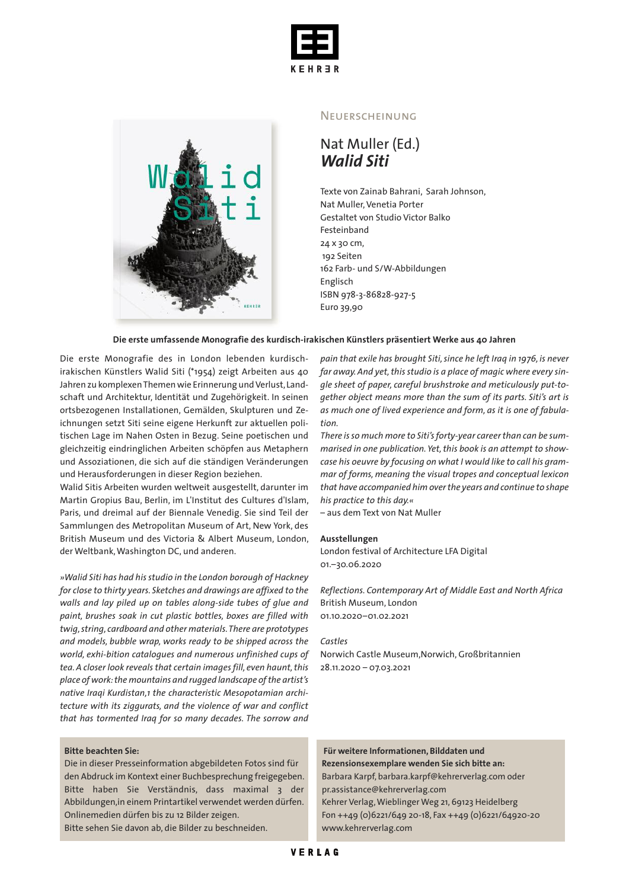NEUERSCHEINUNG

# Nat Muller (Ed.)
## *Walid Siti*

Texte von Zainab Bahrani, Sarah Johnson, Nat Muller, Venetia Porter
Gestaltet von Studio Victor Balko
Festeinband
24 x 30 cm,
192 Seiten
162 Farb- und S/W-Abbildungen
Englisch
ISBN 978-3-86828-927-5
Euro 39,90

**Die erste umfassende Monografie des kurdisch-irakischen Künstlers präsentiert Werke aus 40 Jahren**

Die erste Monografie des in London lebenden kurdisch-irakischen Künstlers Walid Siti (*1954) zeigt Arbeiten aus 40 Jahren zu komplexen Themen wie Erinnerung und Verlust, Landschaft und Architektur, Identität und Zugehörigkeit. In seinen ortsbezogenen Installationen, Gemälden, Skulpturen und Zeichnungen setzt Siti seine eigene Herkunft zur aktuellen politischen Lage im Nahen Osten in Bezug. Seine poetischen und gleichzeitig eindringlichen Arbeiten schöpfen aus Metaphern und Assoziationen, die sich auf die ständigen Veränderungen und Herausforderungen in dieser Region beziehen.
Walid Sitis Arbeiten wurden weltweit ausgestellt, darunter im Martin Gropius Bau, Berlin, im L'Institut des Cultures d'Islam, Paris, und dreimal auf der Biennale Venedig. Sie sind Teil der Sammlungen des Metropolitan Museum of Art, New York, des British Museum und des Victoria & Albert Museum, London, der Weltbank, Washington DC, und anderen.

*»Walid Siti has had his studio in the London borough of Hackney for close to thirty years. Sketches and drawings are affixed to the walls and lay piled up on tables along-side tubes of glue and paint, brushes soak in cut plastic bottles, boxes are filled with twig, string, cardboard and other materials. There are prototypes and models, bubble wrap, works ready to be shipped across the world, exhi-bition catalogues and numerous unfinished cups of tea. A closer look reveals that certain images fill, even haunt, this place of work: the mountains and rugged landscape of the artist's native Iraqi Kurdistan,1 the characteristic Mesopotamian architecture with its ziggurats, and the violence of war and conflict that has tormented Iraq for so many decades. The sorrow and pain that exile has brought Siti, since he left Iraq in 1976, is never far away. And yet, this studio is a place of magic where every single sheet of paper, careful brushstroke and meticulously put-together object means more than the sum of its parts. Siti's art is as much one of lived experience and form, as it is one of fabulation.*
*There is so much more to Siti's forty-year career than can be summarised in one publication. Yet, this book is an attempt to showcase his oeuvre by focusing on what I would like to call his grammar of forms, meaning the visual tropes and conceptual lexicon that have accompanied him over the years and continue to shape his practice to this day.«*
– aus dem Text von Nat Muller

**Ausstellungen**
London festival of Architecture LFA Digital
01.–30.06.2020

*Reflections. Contemporary Art of Middle East and North Africa*
British Museum, London
01.10.2020–01.02.2021

*Castles*
Norwich Castle Museum,Norwich, Großbritannien
28.11.2020 – 07.03.2021

**Bitte beachten Sie:**
Die in dieser Presseinformation abgebildeten Fotos sind für den Abdruck im Kontext einer Buchbesprechung freigegeben. Bitte haben Sie Verständnis, dass maximal 3 der Abbildungen,in einem Printartikel verwendet werden dürfen. Onlinemedien dürfen bis zu 12 Bilder zeigen.
Bitte sehen Sie davon ab, die Bilder zu beschneiden.

**Für weitere Informationen, Bilddaten und Rezensionsexemplare wenden Sie sich bitte an:**
Barbara Karpf, barbara.karpf@kehrerverlag.com oder pr.assistance@kehrerverlag.com
Kehrer Verlag, Wieblinger Weg 21, 69123 Heidelberg
Fon ++49 (0)6221/649 20-18, Fax ++49 (0)6221/64920-20
www.kehrerverlag.com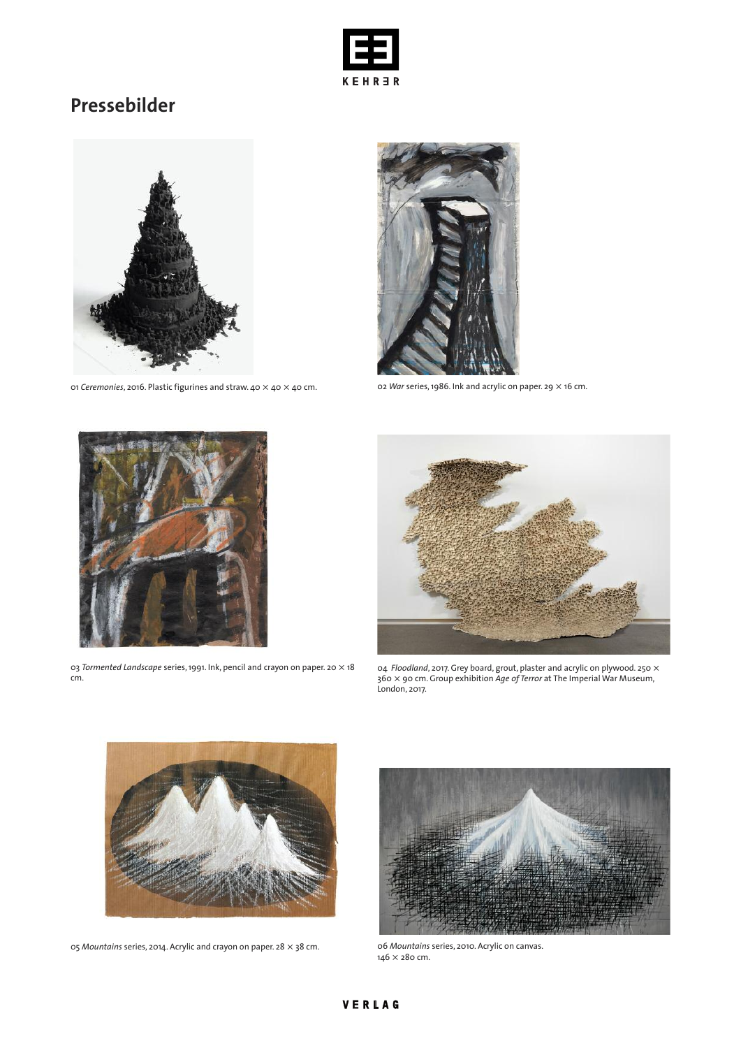## Pressebilder

01 *Ceremonies*, 2016. Plastic figurines and straw. 40 × 40 × 40 cm.

02 *War* series, 1986. Ink and acrylic on paper. 29 × 16 cm.

03 *Tormented Landscape* series, 1991. Ink, pencil and crayon on paper. 20 × 18 cm.

04 *Floodland*, 2017. Grey board, grout, plaster and acrylic on plywood. 250 × 360 × 90 cm. Group exhibition *Age of Terror* at The Imperial War Museum, London, 2017.

05 *Mountains* series, 2014. Acrylic and crayon on paper. 28 × 38 cm.

06 *Mountains* series, 2010. Acrylic on canvas. 146 × 280 cm.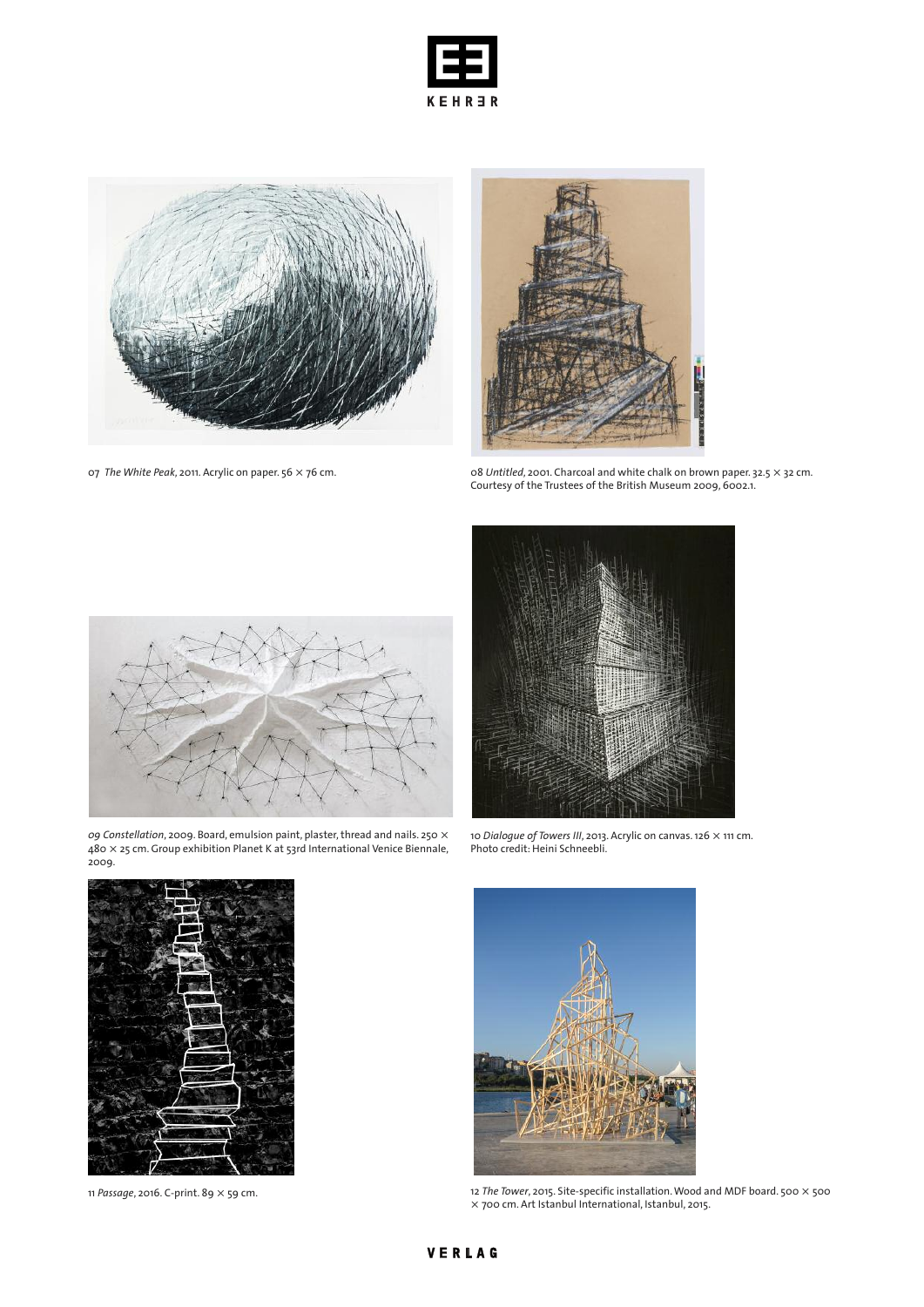07 *The White Peak*, 2011. Acrylic on paper. 56 × 76 cm.

08 *Untitled*, 2001. Charcoal and white chalk on brown paper. 32.5 × 32 cm. Courtesy of the Trustees of the British Museum 2009, 6002.1.

09 *Constellation*, 2009. Board, emulsion paint, plaster, thread and nails. 250 × 480 × 25 cm. Group exhibition Planet K at 53rd International Venice Biennale, 2009.

10 *Dialogue of Towers III*, 2013. Acrylic on canvas. 126 × 111 cm. Photo credit: Heini Schneebli.

11 *Passage*, 2016. C-print. 89 × 59 cm.

12 *The Tower*, 2015. Site-specific installation. Wood and MDF board. 500 × 500 × 700 cm. Art Istanbul International, Istanbul, 2015.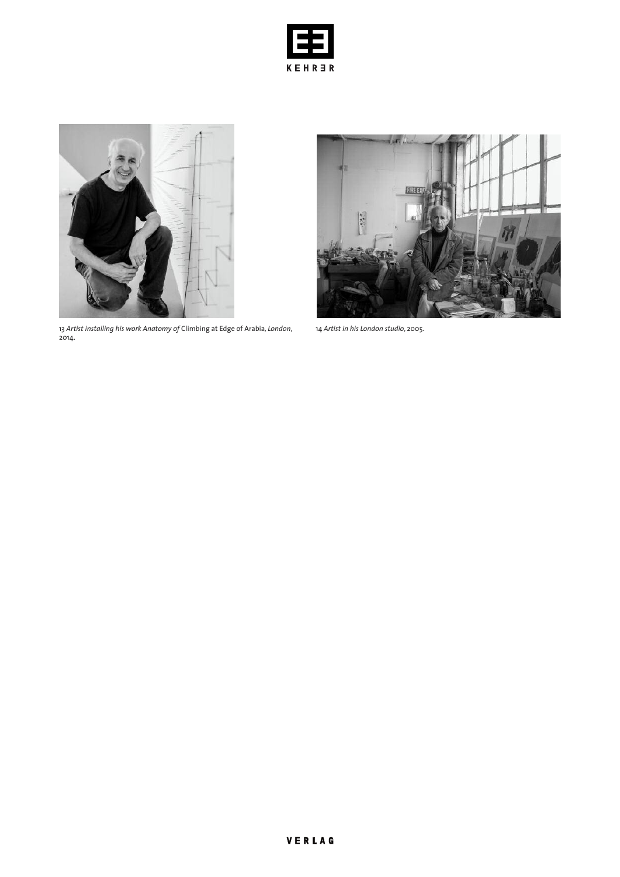13 *Artist installing his work Anatomy of* Climbing at Edge of Arabia, *London*, 2014.

14 *Artist in his London studio*, 2005.